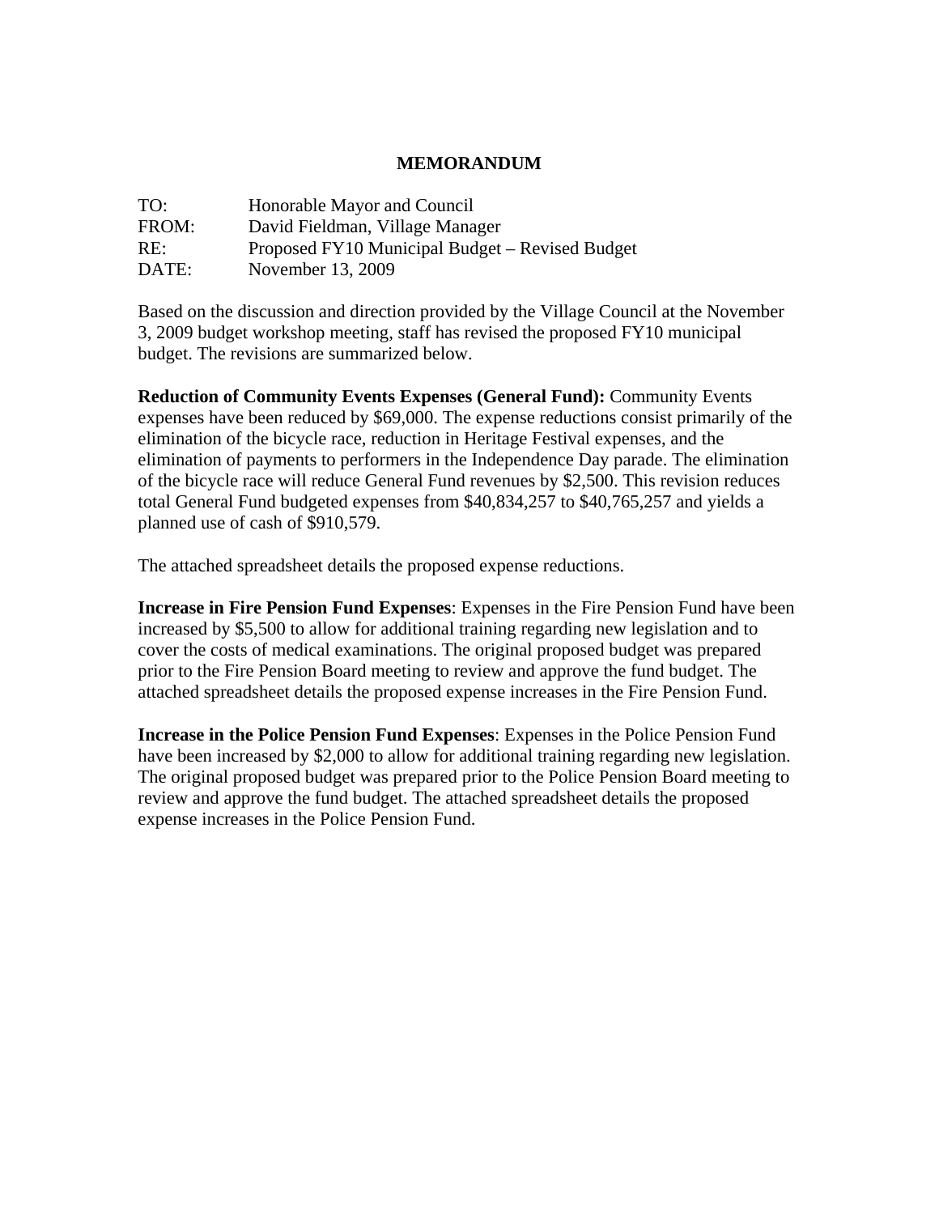# MEMORANDUM

TO: Honorable Mayor and Council
FROM: David Fieldman, Village Manager
RE: Proposed FY10 Municipal Budget – Revised Budget
DATE: November 13, 2009

Based on the discussion and direction provided by the Village Council at the November 3, 2009 budget workshop meeting, staff has revised the proposed FY10 municipal budget. The revisions are summarized below.

**Reduction of Community Events Expenses (General Fund):** Community Events expenses have been reduced by $69,000. The expense reductions consist primarily of the elimination of the bicycle race, reduction in Heritage Festival expenses, and the elimination of payments to performers in the Independence Day parade. The elimination of the bicycle race will reduce General Fund revenues by $2,500. This revision reduces total General Fund budgeted expenses from $40,834,257 to $40,765,257 and yields a planned use of cash of $910,579.

The attached spreadsheet details the proposed expense reductions.

**Increase in Fire Pension Fund Expenses**: Expenses in the Fire Pension Fund have been increased by $5,500 to allow for additional training regarding new legislation and to cover the costs of medical examinations. The original proposed budget was prepared prior to the Fire Pension Board meeting to review and approve the fund budget. The attached spreadsheet details the proposed expense increases in the Fire Pension Fund.

**Increase in the Police Pension Fund Expenses**: Expenses in the Police Pension Fund have been increased by $2,000 to allow for additional training regarding new legislation. The original proposed budget was prepared prior to the Police Pension Board meeting to review and approve the fund budget. The attached spreadsheet details the proposed expense increases in the Police Pension Fund.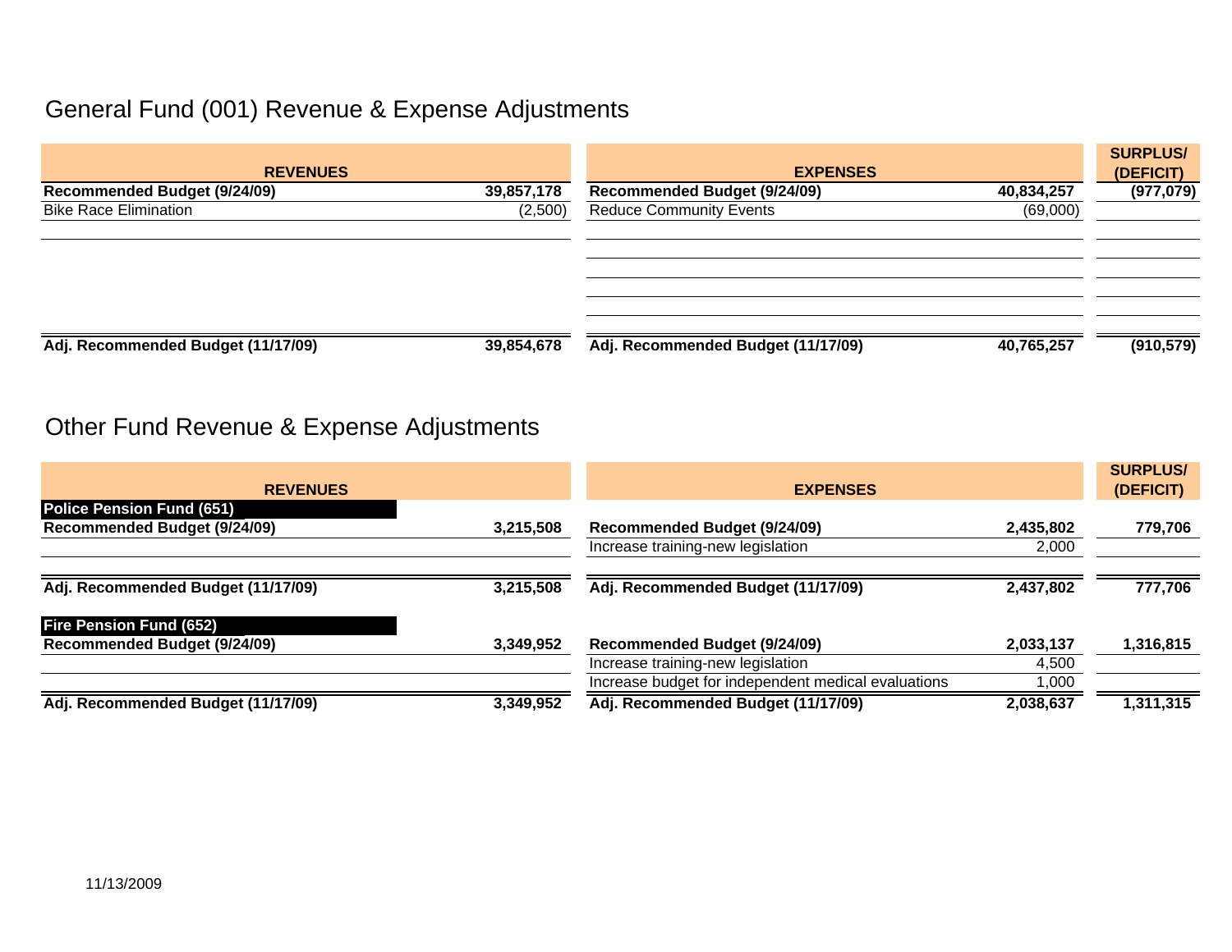# General Fund (001) Revenue & Expense Adjustments

| REVENUES | | EXPENSES | | SURPLUS/ (DEFICIT) |
|---|---|---|---|---|
| **Recommended Budget (9/24/09)** | **39,857,178** | **Recommended Budget (9/24/09)** | **40,834,257** | **(977,079)** |
| Bike Race Elimination | (2,500) | Reduce Community Events | (69,000) | |
| **Adj. Recommended Budget (11/17/09)** | **39,854,678** | **Adj. Recommended Budget (11/17/09)** | **40,765,257** | **(910,579)** |

# Other Fund Revenue & Expense Adjustments

| REVENUES | | EXPENSES | | SURPLUS/ (DEFICIT) |
|---|---|---|---|---|
| **Police Pension Fund (651)** | | | | |
| **Recommended Budget (9/24/09)** | **3,215,508** | **Recommended Budget (9/24/09)** | **2,435,802** | **779,706** |
| | | Increase training-new legislation | 2,000 | |
| **Adj. Recommended Budget (11/17/09)** | **3,215,508** | **Adj. Recommended Budget (11/17/09)** | **2,437,802** | **777,706** |
| **Fire Pension Fund (652)** | | | | |
| **Recommended Budget (9/24/09)** | **3,349,952** | **Recommended Budget (9/24/09)** | **2,033,137** | **1,316,815** |
| | | Increase training-new legislation | 4,500 | |
| | | Increase budget for independent medical evaluations | 1,000 | |
| **Adj. Recommended Budget (11/17/09)** | **3,349,952** | **Adj. Recommended Budget (11/17/09)** | **2,038,637** | **1,311,315** |

11/13/2009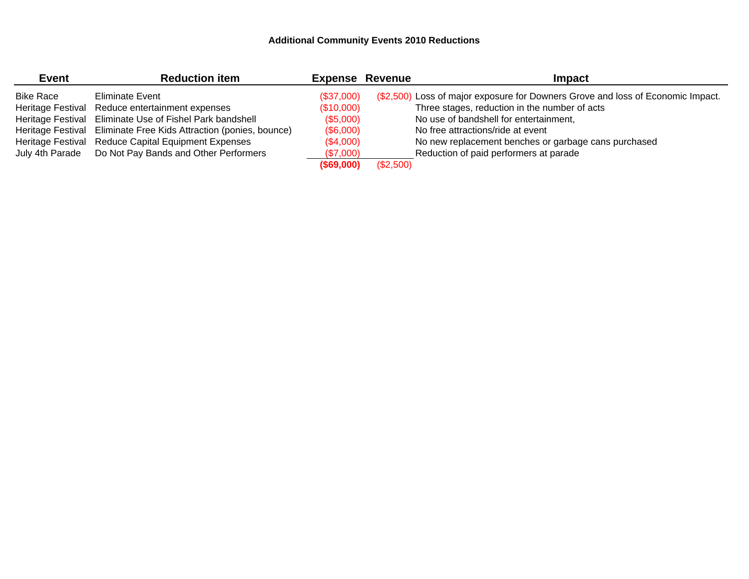**Additional Community Events 2010 Reductions**

| Event | Reduction item | Expense | Revenue | Impact |
|---|---|---|---|---|
| Bike Race | Eliminate Event | ($37,000) | ($2,500) | Loss of major exposure for Downers Grove and loss of Economic Impact. |
| Heritage Festival | Reduce entertainment expenses | ($10,000) | | Three stages, reduction in the number of acts |
| Heritage Festival | Eliminate Use of Fishel Park bandshell | ($5,000) | | No use of bandshell for entertainment, |
| Heritage Festival | Eliminate Free Kids Attraction (ponies, bounce) | ($6,000) | | No free attractions/ride at event |
| Heritage Festival | Reduce Capital Equipment Expenses | ($4,000) | | No new replacement benches or garbage cans purchased |
| July 4th Parade | Do Not Pay Bands and Other Performers | ($7,000) | | Reduction of paid performers at parade |
| | | **($69,000)** | ($2,500) | |